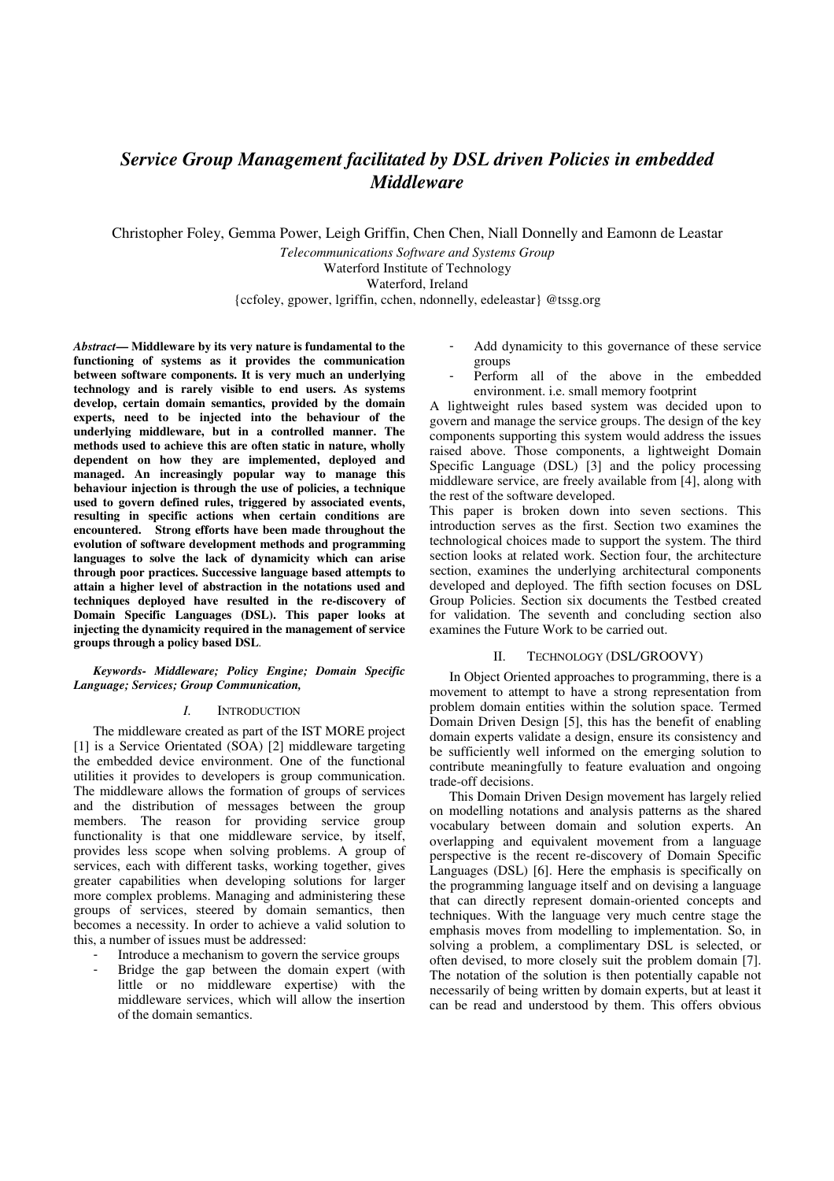# *Service Group Management facilitated by DSL driven Policies in embedded Middleware*

Christopher Foley, Gemma Power, Leigh Griffin, Chen Chen, Niall Donnelly and Eamonn de Leastar

*Telecommunications Software and Systems Group*
Waterford Institute of Technology
Waterford, Ireland
{ccfoley, gpower, lgriffin, cchen, ndonnelly, edeleastar} @tssg.org

***Abstract*— Middleware by its very nature is fundamental to the functioning of systems as it provides the communication between software components. It is very much an underlying technology and is rarely visible to end users. As systems develop, certain domain semantics, provided by the domain experts, need to be injected into the behaviour of the underlying middleware, but in a controlled manner. The methods used to achieve this are often static in nature, wholly dependent on how they are implemented, deployed and managed. An increasingly popular way to manage this behaviour injection is through the use of policies, a technique used to govern defined rules, triggered by associated events, resulting in specific actions when certain conditions are encountered. Strong efforts have been made throughout the evolution of software development methods and programming languages to solve the lack of dynamicity which can arise through poor practices. Successive language based attempts to attain a higher level of abstraction in the notations used and techniques deployed have resulted in the re-discovery of Domain Specific Languages (DSL). This paper looks at injecting the dynamicity required in the management of service groups through a policy based DSL**.

***Keywords- Middleware; Policy Engine; Domain Specific Language; Services; Group Communication,***

## *I.* INTRODUCTION

The middleware created as part of the IST MORE project [1] is a Service Orientated (SOA) [2] middleware targeting the embedded device environment. One of the functional utilities it provides to developers is group communication. The middleware allows the formation of groups of services and the distribution of messages between the group members. The reason for providing service group functionality is that one middleware service, by itself, provides less scope when solving problems. A group of services, each with different tasks, working together, gives greater capabilities when developing solutions for larger more complex problems. Managing and administering these groups of services, steered by domain semantics, then becomes a necessity. In order to achieve a valid solution to this, a number of issues must be addressed:

- Introduce a mechanism to govern the service groups
- Bridge the gap between the domain expert (with little or no middleware expertise) with the middleware services, which will allow the insertion of the domain semantics.
- Add dynamicity to this governance of these service groups
- Perform all of the above in the embedded environment. i.e. small memory footprint

A lightweight rules based system was decided upon to govern and manage the service groups. The design of the key components supporting this system would address the issues raised above. Those components, a lightweight Domain Specific Language (DSL) [3] and the policy processing middleware service, are freely available from [4], along with the rest of the software developed.

This paper is broken down into seven sections. This introduction serves as the first. Section two examines the technological choices made to support the system. The third section looks at related work. Section four, the architecture section, examines the underlying architectural components developed and deployed. The fifth section focuses on DSL Group Policies. Section six documents the Testbed created for validation. The seventh and concluding section also examines the Future Work to be carried out.

## II. TECHNOLOGY (DSL/GROOVY)

In Object Oriented approaches to programming, there is a movement to attempt to have a strong representation from problem domain entities within the solution space. Termed Domain Driven Design [5], this has the benefit of enabling domain experts validate a design, ensure its consistency and be sufficiently well informed on the emerging solution to contribute meaningfully to feature evaluation and ongoing trade-off decisions.

This Domain Driven Design movement has largely relied on modelling notations and analysis patterns as the shared vocabulary between domain and solution experts. An overlapping and equivalent movement from a language perspective is the recent re-discovery of Domain Specific Languages (DSL) [6]. Here the emphasis is specifically on the programming language itself and on devising a language that can directly represent domain-oriented concepts and techniques. With the language very much centre stage the emphasis moves from modelling to implementation. So, in solving a problem, a complimentary DSL is selected, or often devised, to more closely suit the problem domain [7]. The notation of the solution is then potentially capable not necessarily of being written by domain experts, but at least it can be read and understood by them. This offers obvious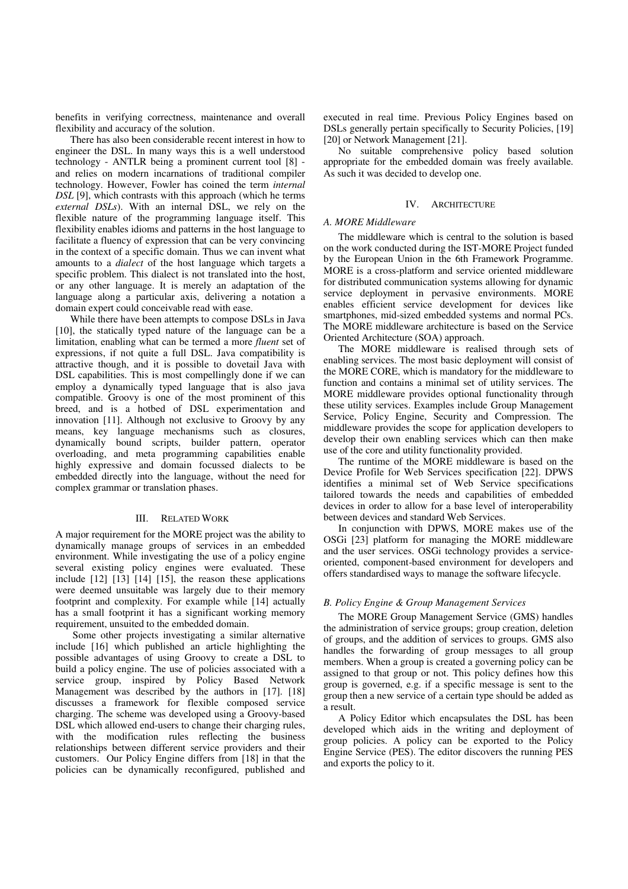benefits in verifying correctness, maintenance and overall flexibility and accuracy of the solution.

There has also been considerable recent interest in how to engineer the DSL. In many ways this is a well understood technology - ANTLR being a prominent current tool [8] - and relies on modern incarnations of traditional compiler technology. However, Fowler has coined the term *internal DSL* [9], which contrasts with this approach (which he terms *external DSLs*). With an internal DSL, we rely on the flexible nature of the programming language itself. This flexibility enables idioms and patterns in the host language to facilitate a fluency of expression that can be very convincing in the context of a specific domain. Thus we can invent what amounts to a *dialect* of the host language which targets a specific problem. This dialect is not translated into the host, or any other language. It is merely an adaptation of the language along a particular axis, delivering a notation a domain expert could conceivable read with ease.

While there have been attempts to compose DSLs in Java [10], the statically typed nature of the language can be a limitation, enabling what can be termed a more *fluent* set of expressions, if not quite a full DSL. Java compatibility is attractive though, and it is possible to dovetail Java with DSL capabilities. This is most compellingly done if we can employ a dynamically typed language that is also java compatible. Groovy is one of the most prominent of this breed, and is a hotbed of DSL experimentation and innovation [11]. Although not exclusive to Groovy by any means, key language mechanisms such as closures, dynamically bound scripts, builder pattern, operator overloading, and meta programming capabilities enable highly expressive and domain focussed dialects to be embedded directly into the language, without the need for complex grammar or translation phases.

## III. Related Work

A major requirement for the MORE project was the ability to dynamically manage groups of services in an embedded environment. While investigating the use of a policy engine several existing policy engines were evaluated. These include [12] [13] [14] [15], the reason these applications were deemed unsuitable was largely due to their memory footprint and complexity. For example while [14] actually has a small footprint it has a significant working memory requirement, unsuited to the embedded domain.

Some other projects investigating a similar alternative include [16] which published an article highlighting the possible advantages of using Groovy to create a DSL to build a policy engine. The use of policies associated with a service group, inspired by Policy Based Network Management was described by the authors in [17]. [18] discusses a framework for flexible composed service charging. The scheme was developed using a Groovy-based DSL which allowed end-users to change their charging rules, with the modification rules reflecting the business relationships between different service providers and their customers. Our Policy Engine differs from [18] in that the policies can be dynamically reconfigured, published and executed in real time. Previous Policy Engines based on DSLs generally pertain specifically to Security Policies, [19] [20] or Network Management [21].

No suitable comprehensive policy based solution appropriate for the embedded domain was freely available. As such it was decided to develop one.

## IV. Architecture

### *A. MORE Middleware*

The middleware which is central to the solution is based on the work conducted during the IST-MORE Project funded by the European Union in the 6th Framework Programme. MORE is a cross-platform and service oriented middleware for distributed communication systems allowing for dynamic service deployment in pervasive environments. MORE enables efficient service development for devices like smartphones, mid-sized embedded systems and normal PCs. The MORE middleware architecture is based on the Service Oriented Architecture (SOA) approach.

The MORE middleware is realised through sets of enabling services. The most basic deployment will consist of the MORE CORE, which is mandatory for the middleware to function and contains a minimal set of utility services. The MORE middleware provides optional functionality through these utility services. Examples include Group Management Service, Policy Engine, Security and Compression. The middleware provides the scope for application developers to develop their own enabling services which can then make use of the core and utility functionality provided.

The runtime of the MORE middleware is based on the Device Profile for Web Services specification [22]. DPWS identifies a minimal set of Web Service specifications tailored towards the needs and capabilities of embedded devices in order to allow for a base level of interoperability between devices and standard Web Services.

In conjunction with DPWS, MORE makes use of the OSGi [23] platform for managing the MORE middleware and the user services. OSGi technology provides a service-oriented, component-based environment for developers and offers standardised ways to manage the software lifecycle.

### *B. Policy Engine & Group Management Services*

The MORE Group Management Service (GMS) handles the administration of service groups; group creation, deletion of groups, and the addition of services to groups. GMS also handles the forwarding of group messages to all group members. When a group is created a governing policy can be assigned to that group or not. This policy defines how this group is governed, e.g. if a specific message is sent to the group then a new service of a certain type should be added as a result.

A Policy Editor which encapsulates the DSL has been developed which aids in the writing and deployment of group policies. A policy can be exported to the Policy Engine Service (PES). The editor discovers the running PES and exports the policy to it.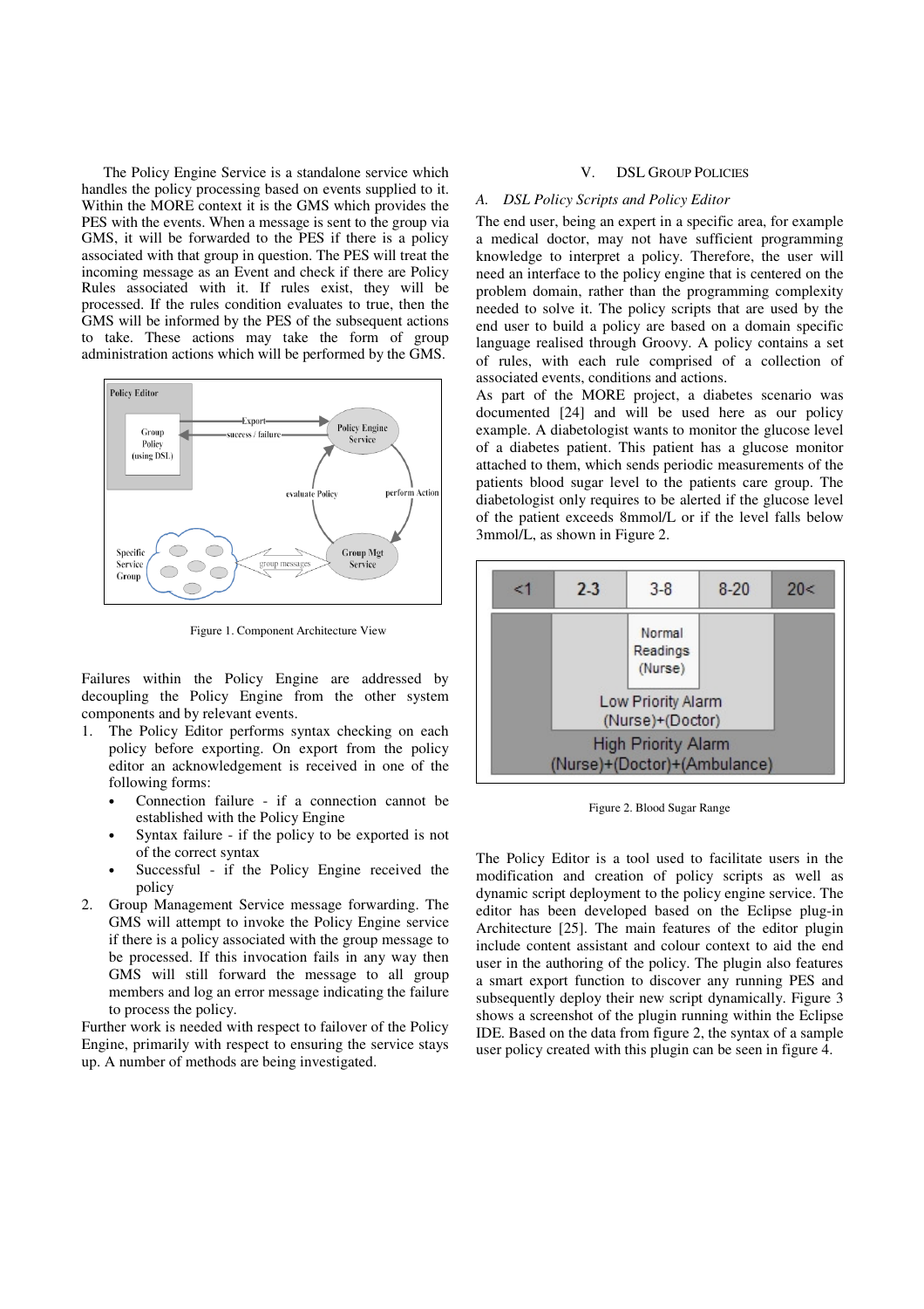The Policy Engine Service is a standalone service which handles the policy processing based on events supplied to it. Within the MORE context it is the GMS which provides the PES with the events. When a message is sent to the group via GMS, it will be forwarded to the PES if there is a policy associated with that group in question. The PES will treat the incoming message as an Event and check if there are Policy Rules associated with it. If rules exist, they will be processed. If the rules condition evaluates to true, then the GMS will be informed by the PES of the subsequent actions to take. These actions may take the form of group administration actions which will be performed by the GMS.

Policy Editor

Group Policy (using DSL)

Export

success / failure

Policy Engine Service

evaluate Policy

perform Action

Specific Service Group

group messages

Group Mgt Service

Figure 1. Component Architecture View

Failures within the Policy Engine are addressed by decoupling the Policy Engine from the other system components and by relevant events.

1. The Policy Editor performs syntax checking on each policy before exporting. On export from the policy editor an acknowledgement is received in one of the following forms:
   - Connection failure - if a connection cannot be established with the Policy Engine
   - Syntax failure - if the policy to be exported is not of the correct syntax
   - Successful - if the Policy Engine received the policy
2. Group Management Service message forwarding. The GMS will attempt to invoke the Policy Engine service if there is a policy associated with the group message to be processed. If this invocation fails in any way then GMS will still forward the message to all group members and log an error message indicating the failure to process the policy.

Further work is needed with respect to failover of the Policy Engine, primarily with respect to ensuring the service stays up. A number of methods are being investigated.

## V. DSL Group Policies

### A. DSL Policy Scripts and Policy Editor

The end user, being an expert in a specific area, for example a medical doctor, may not have sufficient programming knowledge to interpret a policy. Therefore, the user will need an interface to the policy engine that is centered on the problem domain, rather than the programming complexity needed to solve it. The policy scripts that are used by the end user to build a policy are based on a domain specific language realised through Groovy. A policy contains a set of rules, with each rule comprised of a collection of associated events, conditions and actions.

As part of the MORE project, a diabetes scenario was documented [24] and will be used here as our policy example. A diabetologist wants to monitor the glucose level of a diabetes patient. This patient has a glucose monitor attached to them, which sends periodic measurements of the patients blood sugar level to the patients care group. The diabetologist only requires to be alerted if the glucose level of the patient exceeds 8mmol/L or if the level falls below 3mmol/L, as shown in Figure 2.

<1

2-3

3-8

8-20

20<

Normal Readings (Nurse)

Low Priority Alarm (Nurse)+(Doctor)

High Priority Alarm (Nurse)+(Doctor)+(Ambulance)

Figure 2. Blood Sugar Range

The Policy Editor is a tool used to facilitate users in the modification and creation of policy scripts as well as dynamic script deployment to the policy engine service. The editor has been developed based on the Eclipse plug-in Architecture [25]. The main features of the editor plugin include content assistant and colour context to aid the end user in the authoring of the policy. The plugin also features a smart export function to discover any running PES and subsequently deploy their new script dynamically. Figure 3 shows a screenshot of the plugin running within the Eclipse IDE. Based on the data from figure 2, the syntax of a sample user policy created with this plugin can be seen in figure 4.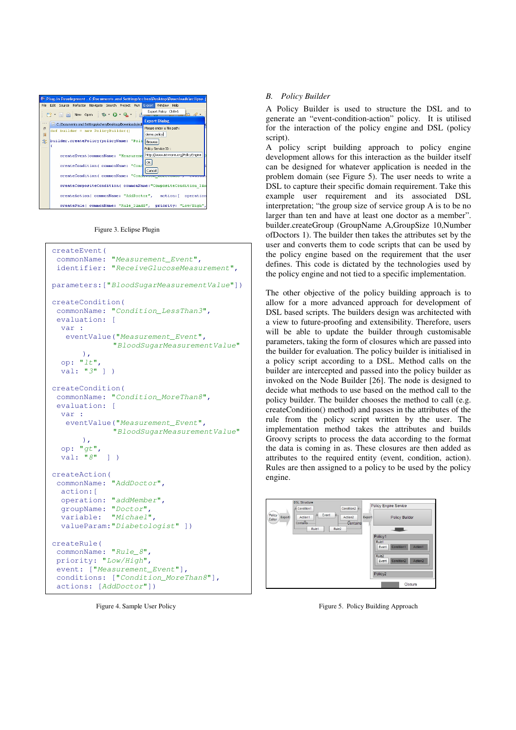Figure 3. Eclipse Plugin

```
createEvent(
 commonName: "Measurement_Event",
 identifier: "ReceiveGlucoseMeasurement",

parameters:["BloodSugarMeasurementValue"])

createCondition(
 commonName: "Condition_LessThan3",
 evaluation: [
  var :
   eventValue("Measurement_Event",
             "BloodSugarMeasurementValue"
       ),
  op: "lt",
  val: "3" ] )

createCondition(
 commonName: "Condition_MoreThan8",
 evaluation: [
  var :
   eventValue("Measurement_Event",
             "BloodSugarMeasurementValue"
       ),
  op: "gt",
  val: "8"  ] )

createAction(
 commonName: "AddDoctor",
  action:[
  operation: "addMember",
  groupName: "Doctor",
  variable:  "Michael",
  valueParam:"Diabetologist" ])

createRule(
 commonName: "Rule_8",
 priority: "Low/High",
 event: ["Measurement_Event"],
 conditions: ["Condition_MoreThan8"],
 actions: [AddDoctor"])
```

Figure 4. Sample User Policy

### *B. Policy Builder*

A Policy Builder is used to structure the DSL and to generate an "event-condition-action" policy. It is utilised for the interaction of the policy engine and DSL (policy script).

A policy script building approach to policy engine development allows for this interaction as the builder itself can be designed for whatever application is needed in the problem domain (see Figure 5). The user needs to write a DSL to capture their specific domain requirement. Take this example user requirement and its associated DSL interpretation; "the group size of service group A is to be no larger than ten and have at least one doctor as a member". builder.createGroup (GroupName A,GroupSize 10,Number ofDoctors 1). The builder then takes the attributes set by the user and converts them to code scripts that can be used by the policy engine based on the requirement that the user defines. This code is dictated by the technologies used by the policy engine and not tied to a specific implementation.

The other objective of the policy building approach is to allow for a more advanced approach for development of DSL based scripts. The builders design was architected with a view to future-proofing and extensibility. Therefore, users will be able to update the builder through customisable parameters, taking the form of closures which are passed into the builder for evaluation. The policy builder is initialised in a policy script according to a DSL. Method calls on the builder are intercepted and passed into the policy builder as invoked on the Node Builder [26]. The node is designed to decide what methods to use based on the method call to the policy builder. The builder chooses the method to call (e.g. createCondition() method) and passes in the attributes of the rule from the policy script written by the user. The implementation method takes the attributes and builds Groovy scripts to process the data according to the format the data is coming in as. These closures are then added as attributes to the required entity (event, condition, action). Rules are then assigned to a policy to be used by the policy engine.

Figure 5. Policy Building Approach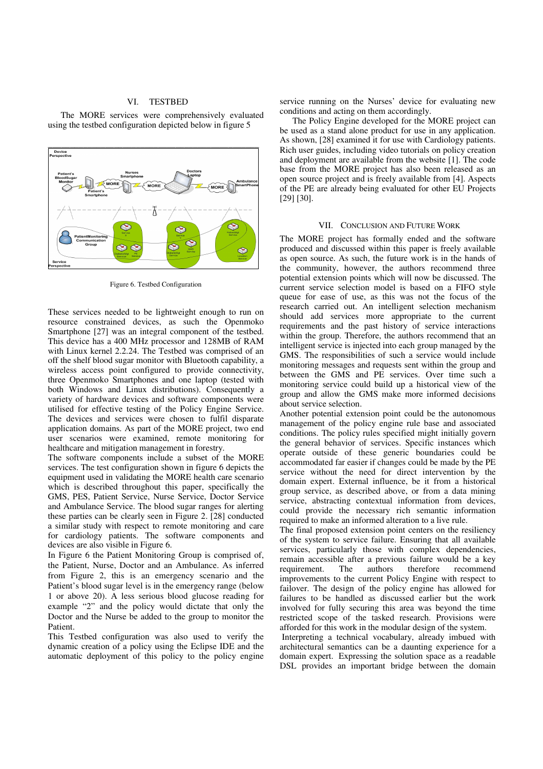## VI. TESTBED

The MORE services were comprehensively evaluated using the testbed configuration depicted below in figure 5

Device Perspective

Patient's BloodSugar Monitor

Patient's Smartphone

MORE

Nurses Smartphone

MORE

Doctors Laptop

MORE

Ambulance SmartPhone

PatientMonitoring Communication Group

Service Perspective

Figure 6. Testbed Configuration

These services needed to be lightweight enough to run on resource constrained devices, as such the Openmoko Smartphone [27] was an integral component of the testbed. This device has a 400 MHz processor and 128MB of RAM with Linux kernel 2.2.24. The Testbed was comprised of an off the shelf blood sugar monitor with Bluetooth capability, a wireless access point configured to provide connectivity, three Openmoko Smartphones and one laptop (tested with both Windows and Linux distributions). Consequently a variety of hardware devices and software components were utilised for effective testing of the Policy Engine Service. The devices and services were chosen to fulfil disparate application domains. As part of the MORE project, two end user scenarios were examined, remote monitoring for healthcare and mitigation management in forestry.

The software components include a subset of the MORE services. The test configuration shown in figure 6 depicts the equipment used in validating the MORE health care scenario which is described throughout this paper, specifically the GMS, PES, Patient Service, Nurse Service, Doctor Service and Ambulance Service. The blood sugar ranges for alerting these parties can be clearly seen in Figure 2. [28] conducted a similar study with respect to remote monitoring and care for cardiology patients. The software components and devices are also visible in Figure 6.

In Figure 6 the Patient Monitoring Group is comprised of, the Patient, Nurse, Doctor and an Ambulance. As inferred from Figure 2, this is an emergency scenario and the Patient's blood sugar level is in the emergency range (below 1 or above 20). A less serious blood glucose reading for example "2" and the policy would dictate that only the Doctor and the Nurse be added to the group to monitor the Patient.

This Testbed configuration was also used to verify the dynamic creation of a policy using the Eclipse IDE and the automatic deployment of this policy to the policy engine service running on the Nurses' device for evaluating new conditions and acting on them accordingly.

The Policy Engine developed for the MORE project can be used as a stand alone product for use in any application. As shown, [28] examined it for use with Cardiology patients. Rich user guides, including video tutorials on policy creation and deployment are available from the website [1]. The code base from the MORE project has also been released as an open source project and is freely available from [4]. Aspects of the PE are already being evaluated for other EU Projects [29] [30].

## VII. CONCLUSION AND FUTURE WORK

The MORE project has formally ended and the software produced and discussed within this paper is freely available as open source. As such, the future work is in the hands of the community, however, the authors recommend three potential extension points which will now be discussed. The current service selection model is based on a FIFO style queue for ease of use, as this was not the focus of the research carried out. An intelligent selection mechanism should add services more appropriate to the current requirements and the past history of service interactions within the group. Therefore, the authors recommend that an intelligent service is injected into each group managed by the GMS. The responsibilities of such a service would include monitoring messages and requests sent within the group and between the GMS and PE services. Over time such a monitoring service could build up a historical view of the group and allow the GMS make more informed decisions about service selection.

Another potential extension point could be the autonomous management of the policy engine rule base and associated conditions. The policy rules specified might initially govern the general behavior of services. Specific instances which operate outside of these generic boundaries could be accommodated far easier if changes could be made by the PE service without the need for direct intervention by the domain expert. External influence, be it from a historical group service, as described above, or from a data mining service, abstracting contextual information from devices, could provide the necessary rich semantic information required to make an informed alteration to a live rule.

The final proposed extension point centers on the resiliency of the system to service failure. Ensuring that all available services, particularly those with complex dependencies, remain accessible after a previous failure would be a key requirement. The authors therefore recommend improvements to the current Policy Engine with respect to failover. The design of the policy engine has allowed for failures to be handled as discussed earlier but the work involved for fully securing this area was beyond the time restricted scope of the tasked research. Provisions were afforded for this work in the modular design of the system.

Interpreting a technical vocabulary, already imbued with architectural semantics can be a daunting experience for a domain expert. Expressing the solution space as a readable DSL provides an important bridge between the domain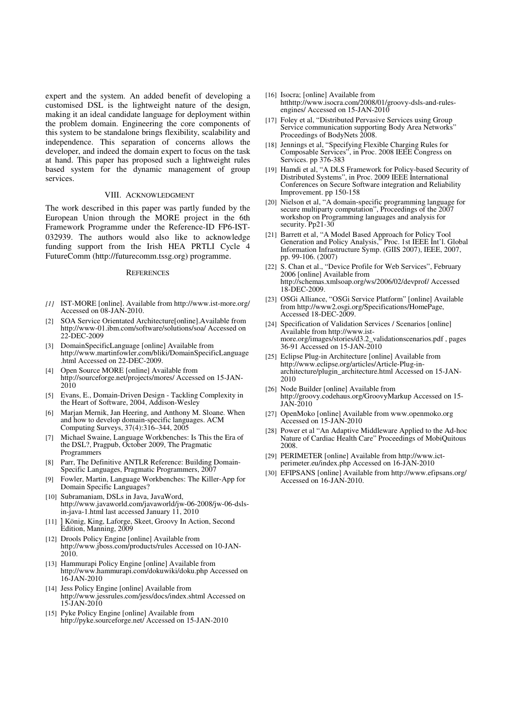expert and the system. An added benefit of developing a customised DSL is the lightweight nature of the design, making it an ideal candidate language for deployment within the problem domain. Engineering the core components of this system to be standalone brings flexibility, scalability and independence. This separation of concerns allows the developer, and indeed the domain expert to focus on the task at hand. This paper has proposed such a lightweight rules based system for the dynamic management of group services.

## VIII. Acknowledgment

The work described in this paper was partly funded by the European Union through the MORE project in the 6th Framework Programme under the Reference-ID FP6-IST-032939. The authors would also like to acknowledge funding support from the Irish HEA PRTLI Cycle 4 FutureComm (http://futurecomm.tssg.org) programme.

## References

*[1]* IST-MORE [online]. Available from http://www.ist-more.org/ Accessed on 08-JAN-2010.

[2] SOA Service Orientated Architecture[online].Available from http://www-01.ibm.com/software/solutions/soa/ Accessed on 22-DEC-2009

[3] DomainSpecificLanguage [online] Available from http://www.martinfowler.com/bliki/DomainSpecificLanguage.html Accessed on 22-DEC-2009.

[4] Open Source MORE [online] Available from http://sourceforge.net/projects/mores/ Accessed on 15-JAN-2010

[5] Evans, E., Domain-Driven Design - Tackling Complexity in the Heart of Software, 2004, Addison-Wesley

[6] Marjan Mernik, Jan Heering, and Anthony M. Sloane. When and how to develop domain-specific languages. ACM Computing Surveys, 37(4):316–344, 2005

[7] Michael Swaine, Language Workbenches: Is This the Era of the DSL?, Pragpub, October 2009, The Pragmatic Programmers

[8] Parr, The Definitive ANTLR Reference: Building Domain-Specific Languages, Pragmatic Programmers, 2007

[9] Fowler, Martin, Language Workbenches: The Killer-App for Domain Specific Languages?

[10] Subramaniam, DSLs in Java, JavaWord, http://www.javaworld.com/javaworld/jw-06-2008/jw-06-dsls-in-java-1.html last accessed January 11, 2010

[11] ] König, King, Laforge, Skeet, Groovy In Action, Second Edition, Manning, 2009

[12] Drools Policy Engine [online] Available from http://www.jboss.com/products/rules Accessed on 10-JAN-2010.

[13] Hammurapi Policy Engine [online] Available from http://www.hammurapi.com/dokuwiki/doku.php Accessed on 16-JAN-2010

[14] Jess Policy Engine [online] Available from http://www.jessrules.com/jess/docs/index.shtml Accessed on 15-JAN-2010

[15] Pyke Policy Engine [online] Available from http://pyke.sourceforge.net/ Accessed on 15-JAN-2010

[16] Isocra; [online] Available from htthttp://www.isocra.com/2008/01/groovy-dsls-and-rules-engines/ Accessed on 15-JAN-2010

[17] Foley et al, "Distributed Pervasive Services using Group Service communication supporting Body Area Networks" Proceedings of BodyNets 2008.

[18] Jennings et al, "Specifying Flexible Charging Rules for Composable Services", in Proc. 2008 IEEE Congress on Services. pp 376-383

[19] Hamdi et al, "A DLS Framework for Policy-based Security of Distributed Systems", in Proc. 2009 IEEE International Conferences on Secure Software integration and Reliability Improvement. pp 150-158

[20] Nielson et al, "A domain-specific programming language for secure multiparty computation", Proceedings of the 2007 workshop on Programming languages and analysis for security. Pp21-30

[21] Barrett et al, "A Model Based Approach for Policy Tool Generation and Policy Analysis," Proc. 1st IEEE Int'l. Global Information Infrastructure Symp. (GIIS 2007), IEEE, 2007, pp. 99-106. (2007)

[22] S. Chan et al., "Device Profile for Web Services", February 2006 [online] Available from http://schemas.xmlsoap.org/ws/2006/02/devprof/ Accessed 18-DEC-2009.

[23] OSGi Alliance, "OSGi Service Platform" [online] Available from http://www2.osgi.org/Specifications/HomePage, Accessed 18-DEC-2009.

[24] Specification of Validation Services / Scenarios [online] Available from http://www.ist-more.org/images/stories/d3.2_validationscenarios.pdf , pages 36-91 Accessed on 15-JAN-2010

[25] Eclipse Plug-in Architecture [online] Available from http://www.eclipse.org/articles/Article-Plug-in-architecture/plugin_architecture.html Accessed on 15-JAN-2010

[26] Node Builder [online] Available from http://groovy.codehaus.org/GroovyMarkup Accessed on 15-JAN-2010

[27] OpenMoko [online] Available from www.openmoko.org Accessed on 15-JAN-2010

[28] Power et al "An Adaptive Middleware Applied to the Ad-hoc Nature of Cardiac Health Care" Proceedings of MobiQuitous 2008.

[29] PERIMETER [online] Available from http://www.ict-perimeter.eu/index.php Accessed on 16-JAN-2010

[30] EFIPSANS [online] Available from http://www.efipsans.org/ Accessed on 16-JAN-2010.